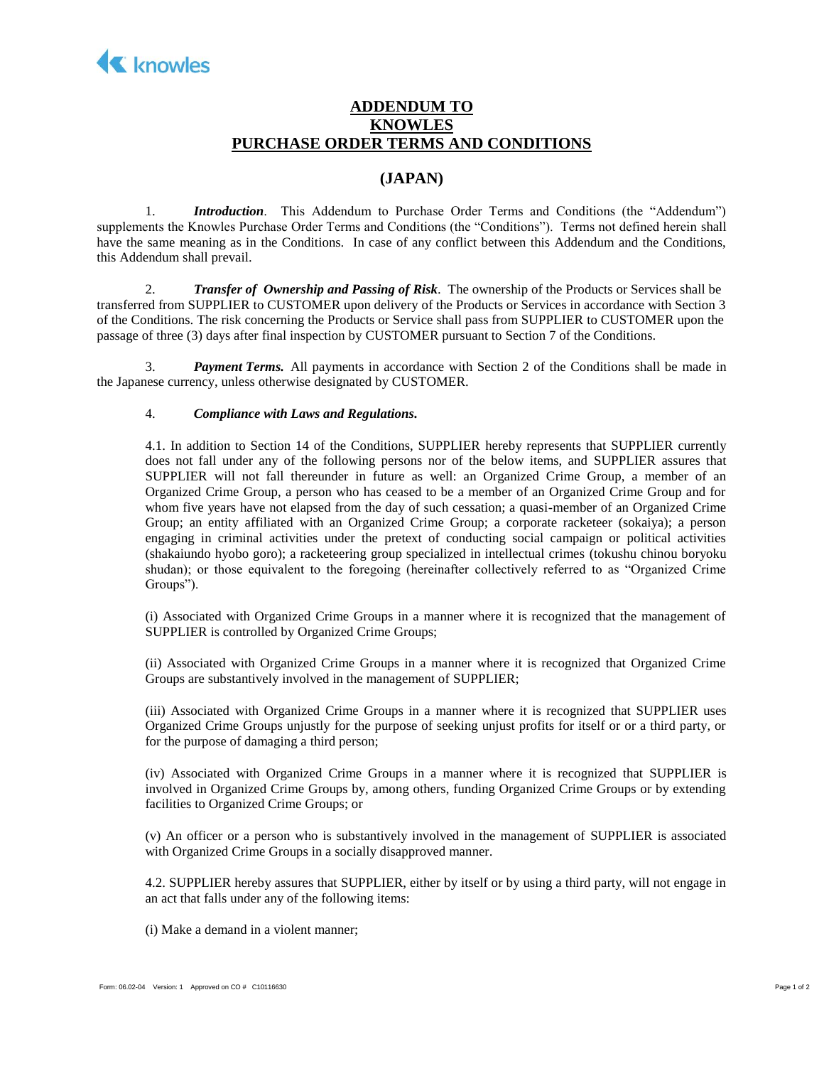knowles

# ADDENDUM TO KNOWLES PURCHASE ORDER TERMS AND CONDITIONS

## (JAPAN)

1. ***Introduction***. This Addendum to Purchase Order Terms and Conditions (the "Addendum") supplements the Knowles Purchase Order Terms and Conditions (the "Conditions"). Terms not defined herein shall have the same meaning as in the Conditions. In case of any conflict between this Addendum and the Conditions, this Addendum shall prevail.

2. ***Transfer of Ownership and Passing of Risk***. The ownership of the Products or Services shall be transferred from SUPPLIER to CUSTOMER upon delivery of the Products or Services in accordance with Section 3 of the Conditions. The risk concerning the Products or Service shall pass from SUPPLIER to CUSTOMER upon the passage of three (3) days after final inspection by CUSTOMER pursuant to Section 7 of the Conditions.

3. ***Payment Terms.*** All payments in accordance with Section 2 of the Conditions shall be made in the Japanese currency, unless otherwise designated by CUSTOMER.

4. ***Compliance with Laws and Regulations.***

4.1. In addition to Section 14 of the Conditions, SUPPLIER hereby represents that SUPPLIER currently does not fall under any of the following persons nor of the below items, and SUPPLIER assures that SUPPLIER will not fall thereunder in future as well: an Organized Crime Group, a member of an Organized Crime Group, a person who has ceased to be a member of an Organized Crime Group and for whom five years have not elapsed from the day of such cessation; a quasi-member of an Organized Crime Group; an entity affiliated with an Organized Crime Group; a corporate racketeer (sokaiya); a person engaging in criminal activities under the pretext of conducting social campaign or political activities (shakaiundo hyobo goro); a racketeering group specialized in intellectual crimes (tokushu chinou boryoku shudan); or those equivalent to the foregoing (hereinafter collectively referred to as "Organized Crime Groups").

(i) Associated with Organized Crime Groups in a manner where it is recognized that the management of SUPPLIER is controlled by Organized Crime Groups;

(ii) Associated with Organized Crime Groups in a manner where it is recognized that Organized Crime Groups are substantively involved in the management of SUPPLIER;

(iii) Associated with Organized Crime Groups in a manner where it is recognized that SUPPLIER uses Organized Crime Groups unjustly for the purpose of seeking unjust profits for itself or or a third party, or for the purpose of damaging a third person;

(iv) Associated with Organized Crime Groups in a manner where it is recognized that SUPPLIER is involved in Organized Crime Groups by, among others, funding Organized Crime Groups or by extending facilities to Organized Crime Groups; or

(v) An officer or a person who is substantively involved in the management of SUPPLIER is associated with Organized Crime Groups in a socially disapproved manner.

4.2. SUPPLIER hereby assures that SUPPLIER, either by itself or by using a third party, will not engage in an act that falls under any of the following items:

(i) Make a demand in a violent manner;

Form: 06.02-04 Version: 1 Approved on CO # C10116630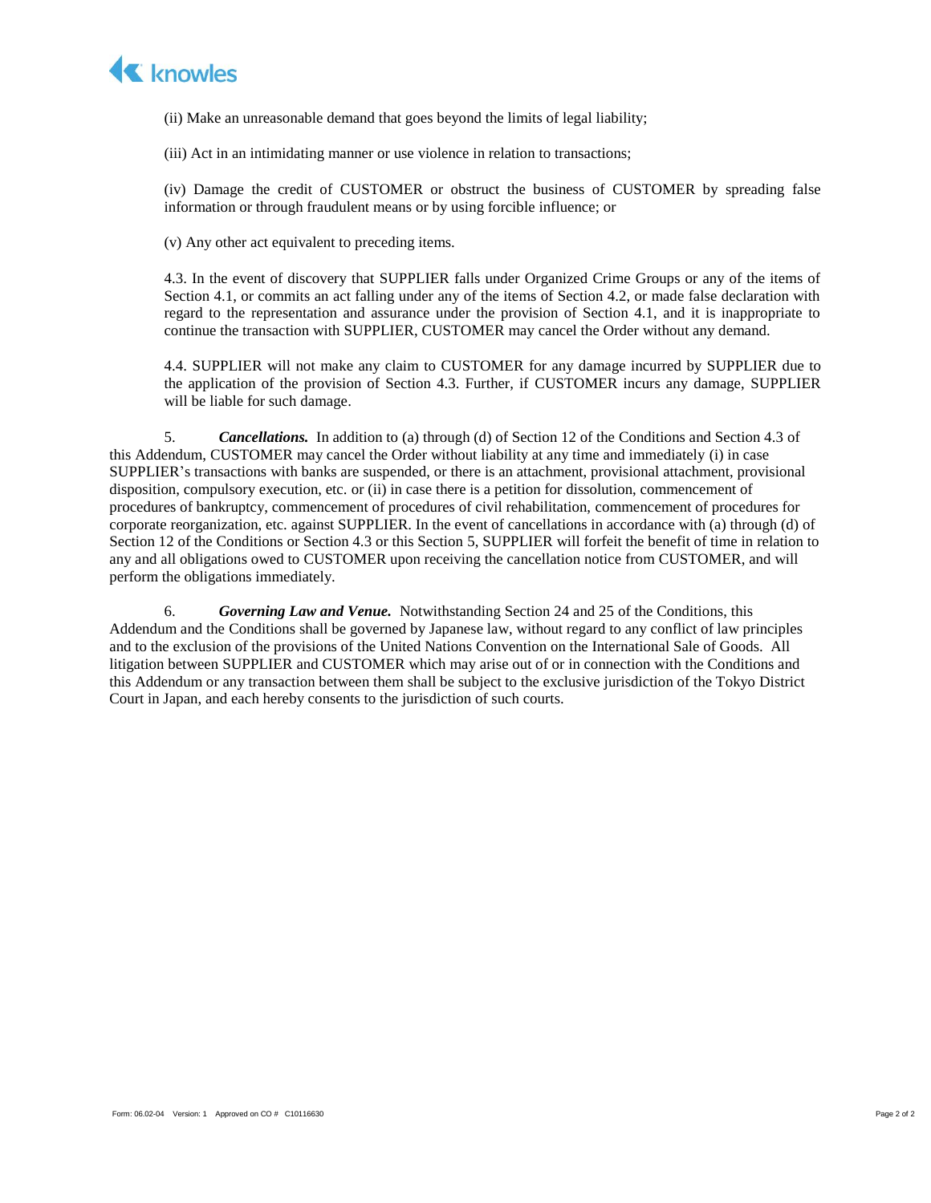(ii) Make an unreasonable demand that goes beyond the limits of legal liability;

(iii) Act in an intimidating manner or use violence in relation to transactions;

(iv) Damage the credit of CUSTOMER or obstruct the business of CUSTOMER by spreading false information or through fraudulent means or by using forcible influence; or

(v) Any other act equivalent to preceding items.

4.3. In the event of discovery that SUPPLIER falls under Organized Crime Groups or any of the items of Section 4.1, or commits an act falling under any of the items of Section 4.2, or made false declaration with regard to the representation and assurance under the provision of Section 4.1, and it is inappropriate to continue the transaction with SUPPLIER, CUSTOMER may cancel the Order without any demand.

4.4. SUPPLIER will not make any claim to CUSTOMER for any damage incurred by SUPPLIER due to the application of the provision of Section 4.3. Further, if CUSTOMER incurs any damage, SUPPLIER will be liable for such damage.

5. ***Cancellations.*** In addition to (a) through (d) of Section 12 of the Conditions and Section 4.3 of this Addendum, CUSTOMER may cancel the Order without liability at any time and immediately (i) in case SUPPLIER's transactions with banks are suspended, or there is an attachment, provisional attachment, provisional disposition, compulsory execution, etc. or (ii) in case there is a petition for dissolution, commencement of procedures of bankruptcy, commencement of procedures of civil rehabilitation, commencement of procedures for corporate reorganization, etc. against SUPPLIER. In the event of cancellations in accordance with (a) through (d) of Section 12 of the Conditions or Section 4.3 or this Section 5, SUPPLIER will forfeit the benefit of time in relation to any and all obligations owed to CUSTOMER upon receiving the cancellation notice from CUSTOMER, and will perform the obligations immediately.

6. ***Governing Law and Venue.*** Notwithstanding Section 24 and 25 of the Conditions, this Addendum and the Conditions shall be governed by Japanese law, without regard to any conflict of law principles and to the exclusion of the provisions of the United Nations Convention on the International Sale of Goods. All litigation between SUPPLIER and CUSTOMER which may arise out of or in connection with the Conditions and this Addendum or any transaction between them shall be subject to the exclusive jurisdiction of the Tokyo District Court in Japan, and each hereby consents to the jurisdiction of such courts.

Form: 06.02-04 Version: 1 Approved on CO # C10116630